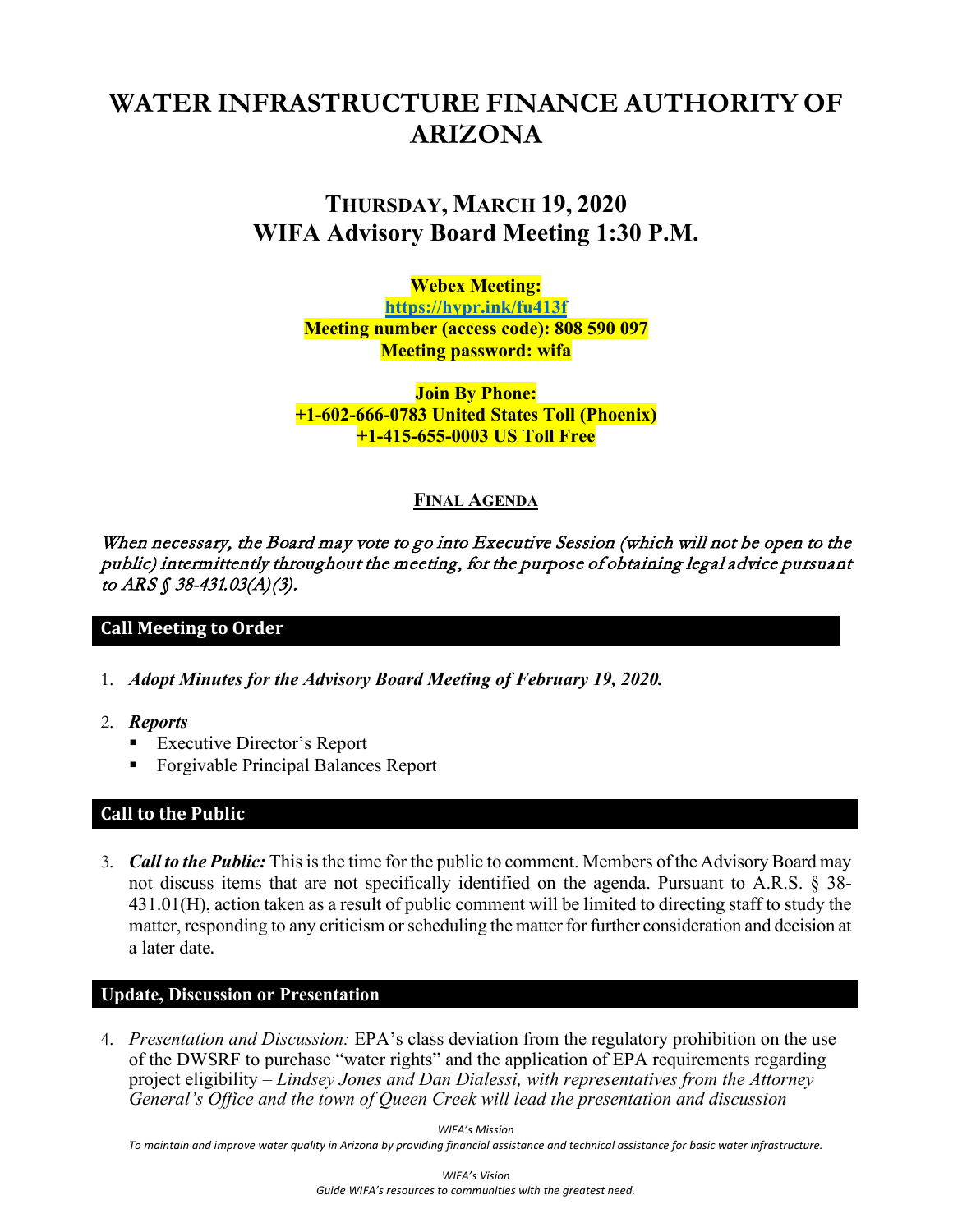# WATER INFRASTRUCTURE FINANCE AUTHORITY OF ARIZONA

## THURSDAY, MARCH 19, 2020
## WIFA Advisory Board Meeting 1:30 P.M.

**Webex Meeting:**
**https://hypr.ink/fu413f**
**Meeting number (access code): 808 590 097**
**Meeting password: wifa**

**Join By Phone:**
**+1-602-666-0783 United States Toll (Phoenix)**
**+1-415-655-0003 US Toll Free**

**FINAL AGENDA**

*When necessary, the Board may vote to go into Executive Session (which will not be open to the public) intermittently throughout the meeting, for the purpose of obtaining legal advice pursuant to ARS § 38-431.03(A)(3).*

### Call Meeting to Order

1. ***Adopt Minutes for the Advisory Board Meeting of February 19, 2020.***

2. ***Reports***
   - Executive Director's Report
   - Forgivable Principal Balances Report

### Call to the Public

3. ***Call to the Public:*** This is the time for the public to comment. Members of the Advisory Board may not discuss items that are not specifically identified on the agenda. Pursuant to A.R.S. § 38-431.01(H), action taken as a result of public comment will be limited to directing staff to study the matter, responding to any criticism or scheduling the matter for further consideration and decision at a later date.

### Update, Discussion or Presentation

4. *Presentation and Discussion:* EPA's class deviation from the regulatory prohibition on the use of the DWSRF to purchase "water rights" and the application of EPA requirements regarding project eligibility – *Lindsey Jones and Dan Dialessi, with representatives from the Attorney General's Office and the town of Queen Creek will lead the presentation and discussion*

*WIFA's Mission*
*To maintain and improve water quality in Arizona by providing financial assistance and technical assistance for basic water infrastructure.*

*WIFA's Vision*
*Guide WIFA's resources to communities with the greatest need.*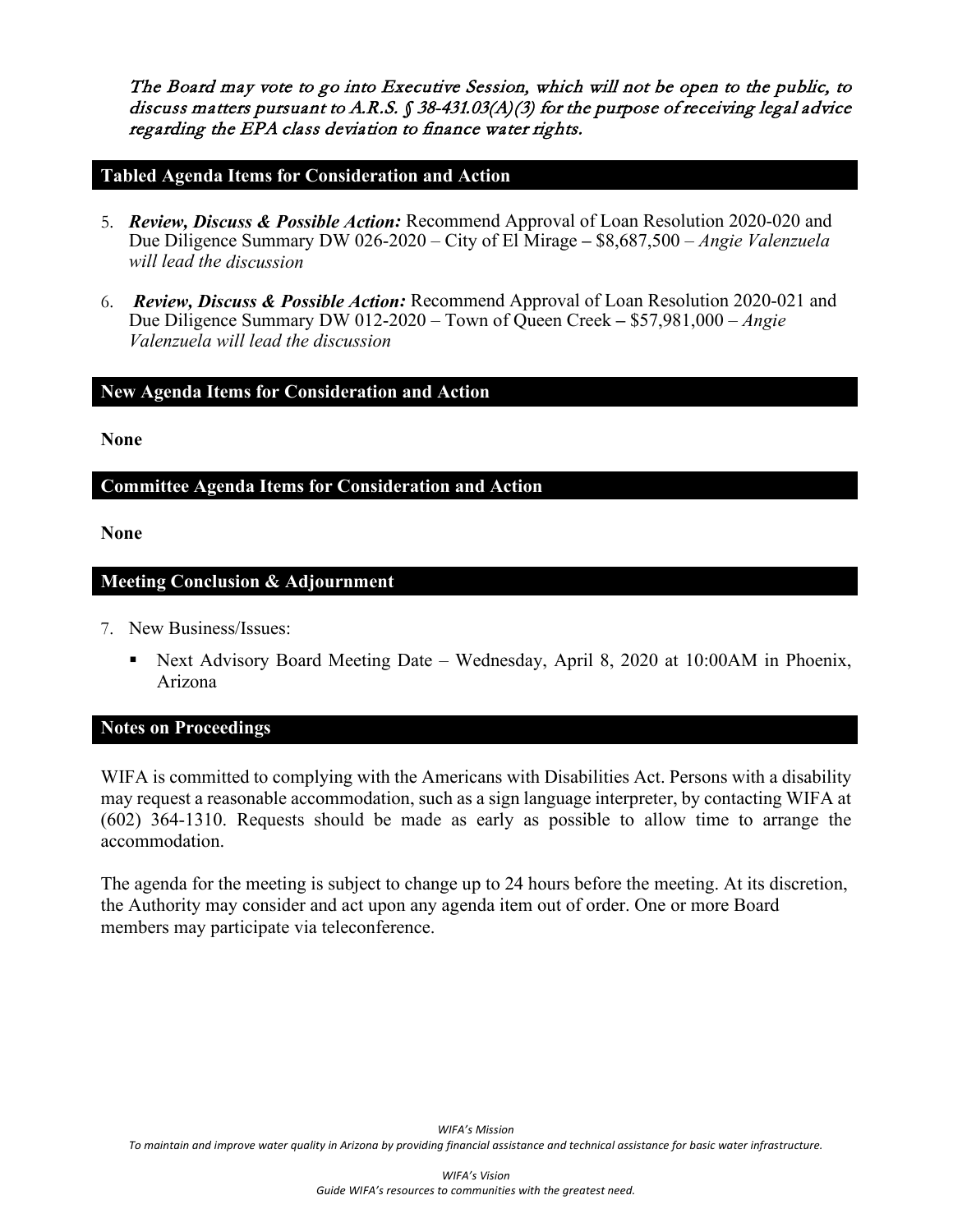*The Board may vote to go into Executive Session, which will not be open to the public, to discuss matters pursuant to A.R.S. § 38-431.03(A)(3) for the purpose of receiving legal advice regarding the EPA class deviation to finance water rights.*

## Tabled Agenda Items for Consideration and Action

5. ***Review, Discuss & Possible Action:*** Recommend Approval of Loan Resolution 2020-020 and Due Diligence Summary DW 026-2020 – City of El Mirage **–** $8,687,500 – *Angie Valenzuela will lead the discussion*

6. ***Review, Discuss & Possible Action:*** Recommend Approval of Loan Resolution 2020-021 and Due Diligence Summary DW 012-2020 – Town of Queen Creek **–** $57,981,000 – *Angie Valenzuela will lead the discussion*

## New Agenda Items for Consideration and Action

**None**

## Committee Agenda Items for Consideration and Action

**None**

## Meeting Conclusion & Adjournment

7. New Business/Issues:
   - Next Advisory Board Meeting Date – Wednesday, April 8, 2020 at 10:00AM in Phoenix, Arizona

## Notes on Proceedings

WIFA is committed to complying with the Americans with Disabilities Act. Persons with a disability may request a reasonable accommodation, such as a sign language interpreter, by contacting WIFA at (602) 364-1310. Requests should be made as early as possible to allow time to arrange the accommodation.

The agenda for the meeting is subject to change up to 24 hours before the meeting. At its discretion, the Authority may consider and act upon any agenda item out of order. One or more Board members may participate via teleconference.

*WIFA's Mission*
*To maintain and improve water quality in Arizona by providing financial assistance and technical assistance for basic water infrastructure.*

*WIFA's Vision*
*Guide WIFA's resources to communities with the greatest need.*